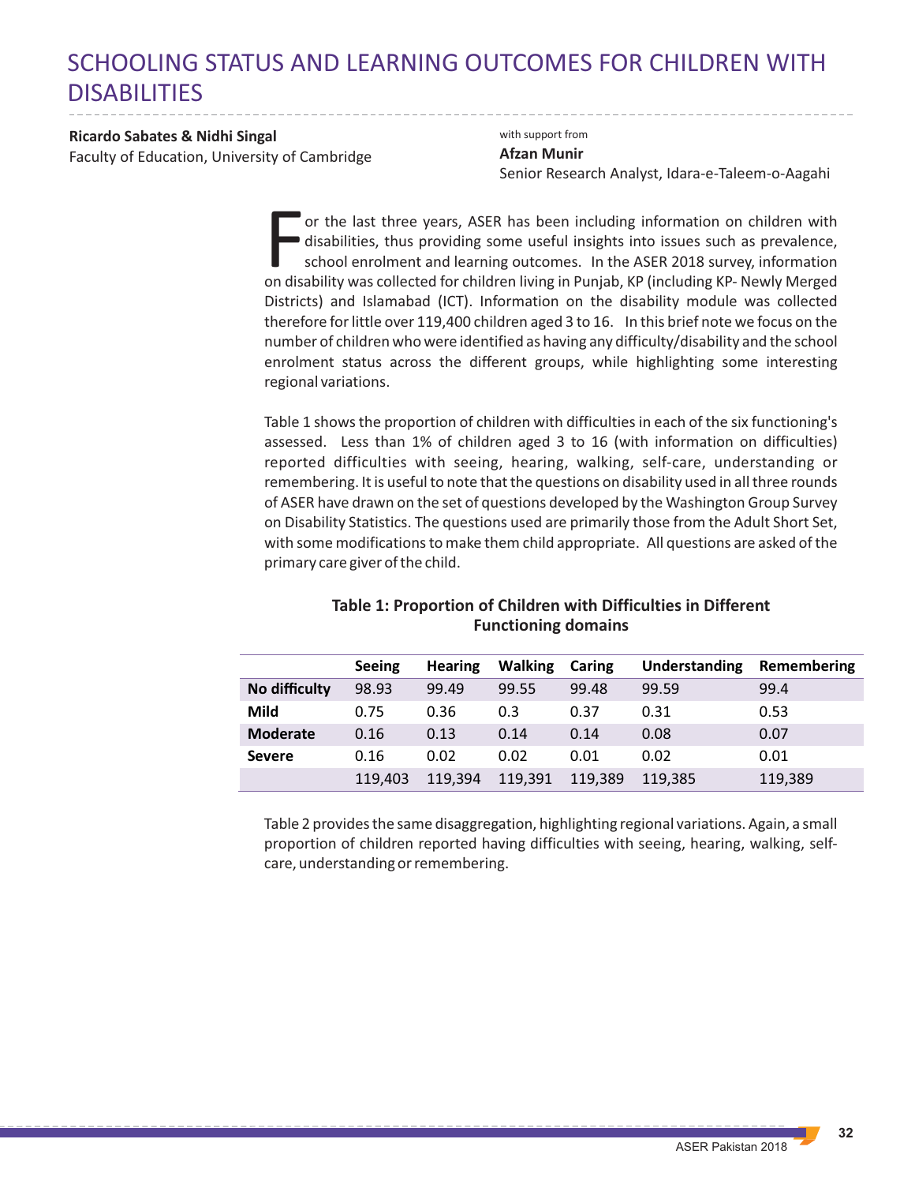# SCHOOLING STATUS AND LEARNING OUTCOMES FOR CHILDREN WITH DISABILITIES

**Ricardo Sabates & Nidhi Singal**
Faculty of Education, University of Cambridge

with support from
**Afzan Munir**
Senior Research Analyst, Idara-e-Taleem-o-Aagahi

For the last three years, ASER has been including information on children with disabilities, thus providing some useful insights into issues such as prevalence, school enrolment and learning outcomes. In the ASER 2018 survey, information on disability was collected for children living in Punjab, KP (including KP- Newly Merged Districts) and Islamabad (ICT). Information on the disability module was collected therefore for little over 119,400 children aged 3 to 16. In this brief note we focus on the number of children who were identified as having any difficulty/disability and the school enrolment status across the different groups, while highlighting some interesting regional variations.

Table 1 shows the proportion of children with difficulties in each of the six functioning's assessed. Less than 1% of children aged 3 to 16 (with information on difficulties) reported difficulties with seeing, hearing, walking, self-care, understanding or remembering. It is useful to note that the questions on disability used in all three rounds of ASER have drawn on the set of questions developed by the Washington Group Survey on Disability Statistics. The questions used are primarily those from the Adult Short Set, with some modifications to make them child appropriate. All questions are asked of the primary care giver of the child.

**Table 1: Proportion of Children with Difficulties in Different Functioning domains**

| | Seeing | Hearing | Walking | Caring | Understanding | Remembering |
|---|---|---|---|---|---|---|
| **No difficulty** | 98.93 | 99.49 | 99.55 | 99.48 | 99.59 | 99.4 |
| **Mild** | 0.75 | 0.36 | 0.3 | 0.37 | 0.31 | 0.53 |
| **Moderate** | 0.16 | 0.13 | 0.14 | 0.14 | 0.08 | 0.07 |
| **Severe** | 0.16 | 0.02 | 0.02 | 0.01 | 0.02 | 0.01 |
| | 119,403 | 119,394 | 119,391 | 119,389 | 119,385 | 119,389 |

Table 2 provides the same disaggregation, highlighting regional variations. Again, a small proportion of children reported having difficulties with seeing, hearing, walking, self-care, understanding or remembering.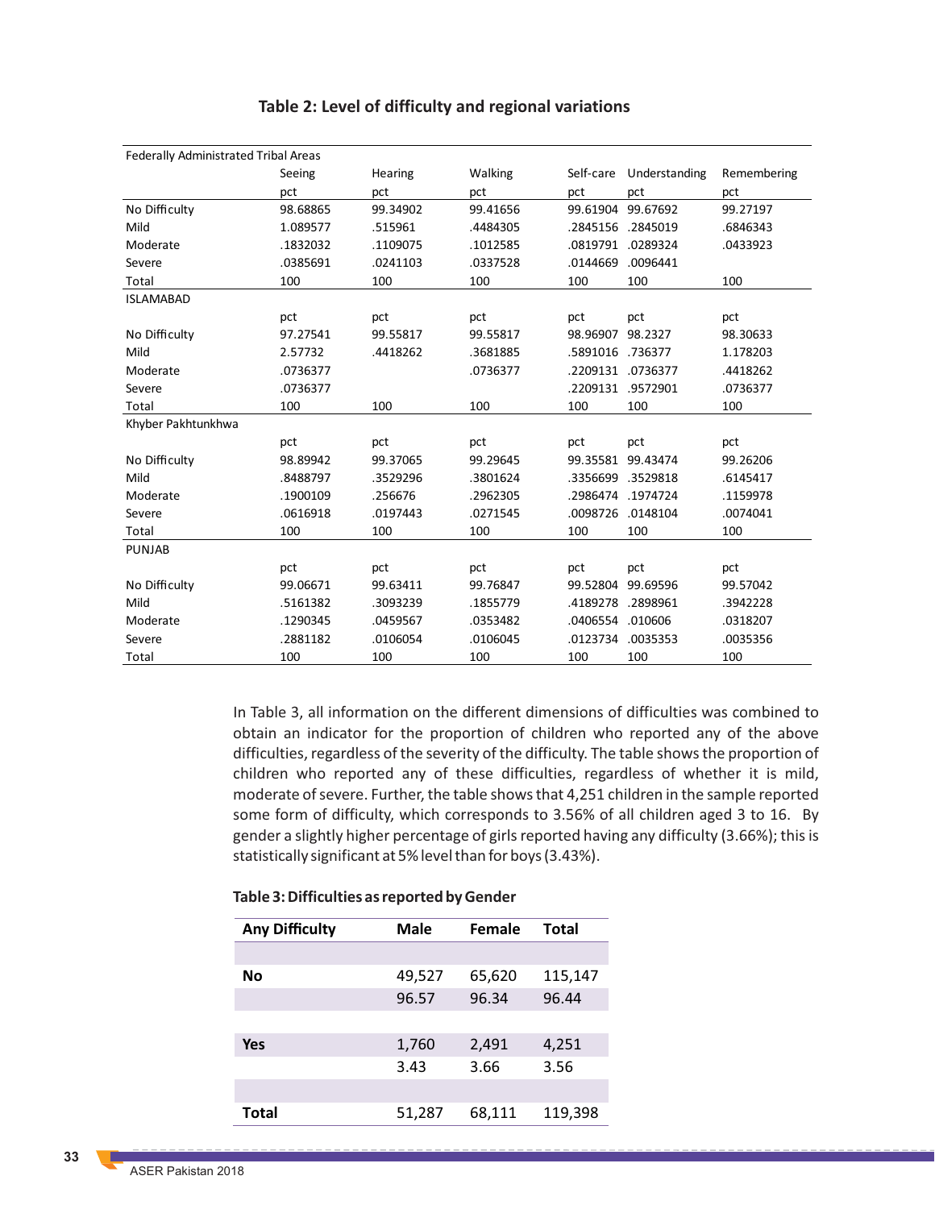## Table 2: Level of difficulty and regional variations

| | Seeing | Hearing | Walking | Self-care | Understanding | Remembering |
|---|---|---|---|---|---|---|
| **Federally Administrated Tribal Areas** | | | | | | |
| | pct | pct | pct | pct | pct | pct |
| No Difficulty | 98.68865 | 99.34902 | 99.41656 | 99.61904 | 99.67692 | 99.27197 |
| Mild | 1.089577 | .515961 | .4484305 | .2845156 | .2845019 | .6846343 |
| Moderate | .1832032 | .1109075 | .1012585 | .0819791 | .0289324 | .0433923 |
| Severe | .0385691 | .0241103 | .0337528 | .0144669 | .0096441 | |
| Total | 100 | 100 | 100 | 100 | 100 | 100 |
| **ISLAMABAD** | | | | | | |
| | pct | pct | pct | pct | pct | pct |
| No Difficulty | 97.27541 | 99.55817 | 99.55817 | 98.96907 | 98.2327 | 98.30633 |
| Mild | 2.57732 | .4418262 | .3681885 | .5891016 | .736377 | 1.178203 |
| Moderate | .0736377 | | .0736377 | .2209131 | .0736377 | .4418262 |
| Severe | .0736377 | | | .2209131 | .9572901 | .0736377 |
| Total | 100 | 100 | 100 | 100 | 100 | 100 |
| **Khyber Pakhtunkhwa** | | | | | | |
| | pct | pct | pct | pct | pct | pct |
| No Difficulty | 98.89942 | 99.37065 | 99.29645 | 99.35581 | 99.43474 | 99.26206 |
| Mild | .8488797 | .3529296 | .3801624 | .3356699 | .3529818 | .6145417 |
| Moderate | .1900109 | .256676 | .2962305 | .2986474 | .1974724 | .1159978 |
| Severe | .0616918 | .0197443 | .0271545 | .0098726 | .0148104 | .0074041 |
| Total | 100 | 100 | 100 | 100 | 100 | 100 |
| **PUNJAB** | | | | | | |
| | pct | pct | pct | pct | pct | pct |
| No Difficulty | 99.06671 | 99.63411 | 99.76847 | 99.52804 | 99.69596 | 99.57042 |
| Mild | .5161382 | .3093239 | .1855779 | .4189278 | .2898961 | .3942228 |
| Moderate | .1290345 | .0459567 | .0353482 | .0406554 | .010606 | .0318207 |
| Severe | .2881182 | .0106054 | .0106045 | .0123734 | .0035353 | .0035356 |
| Total | 100 | 100 | 100 | 100 | 100 | 100 |

In Table 3, all information on the different dimensions of difficulties was combined to obtain an indicator for the proportion of children who reported any of the above difficulties, regardless of the severity of the difficulty. The table shows the proportion of children who reported any of these difficulties, regardless of whether it is mild, moderate of severe. Further, the table shows that 4,251 children in the sample reported some form of difficulty, which corresponds to 3.56% of all children aged 3 to 16. By gender a slightly higher percentage of girls reported having any difficulty (3.66%); this is statistically significant at 5% level than for boys (3.43%).

**Table 3: Difficulties as reported by Gender**

| Any Difficulty | Male | Female | Total |
|---|---|---|---|
| **No** | 49,527 | 65,620 | 115,147 |
| | 96.57 | 96.34 | 96.44 |
| **Yes** | 1,760 | 2,491 | 4,251 |
| | 3.43 | 3.66 | 3.56 |
| **Total** | 51,287 | 68,111 | 119,398 |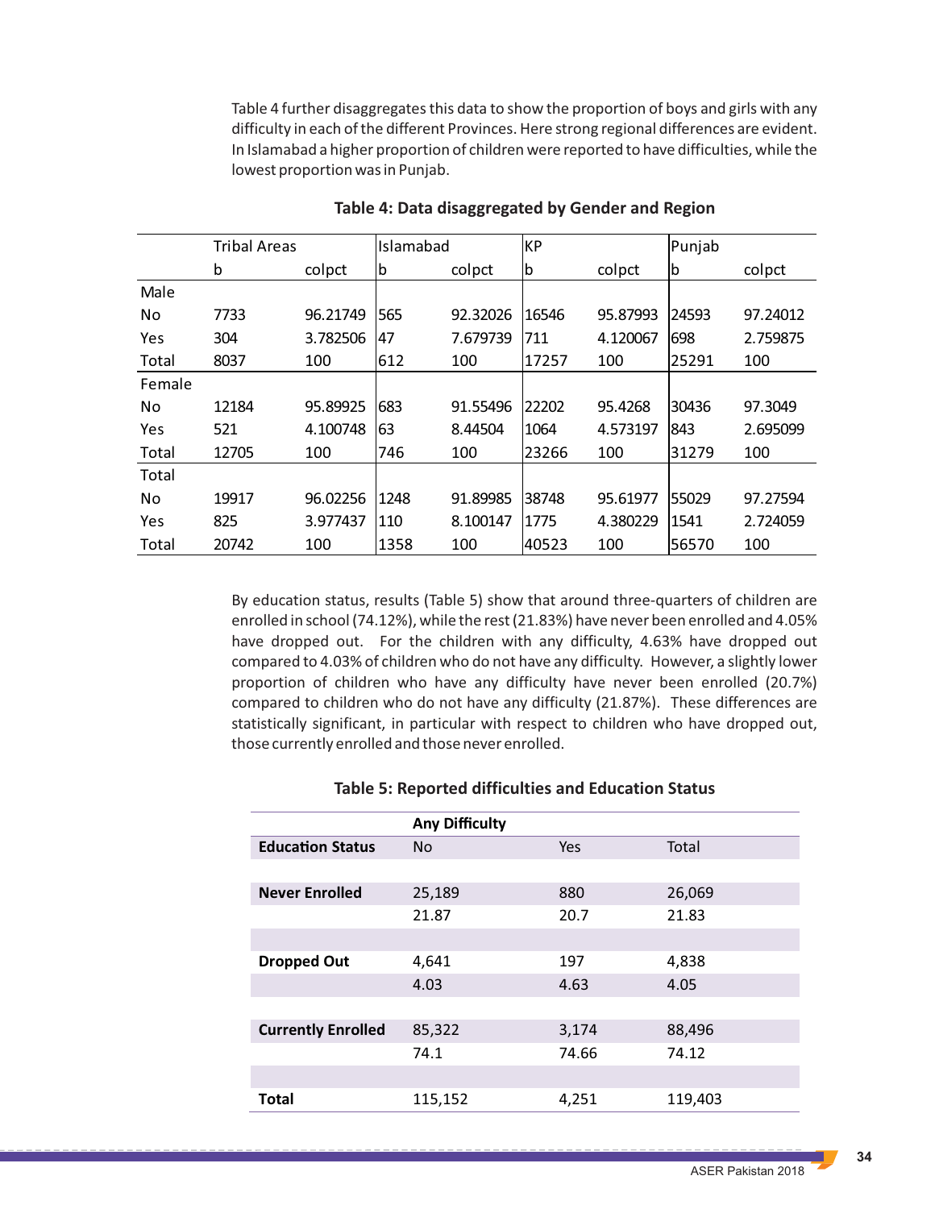Table 4 further disaggregates this data to show the proportion of boys and girls with any difficulty in each of the different Provinces. Here strong regional differences are evident. In Islamabad a higher proportion of children were reported to have difficulties, while the lowest proportion was in Punjab.

**Table 4: Data disaggregated by Gender and Region**

| | Tribal Areas | | Islamabad | | KP | | Punjab | |
|---|---|---|---|---|---|---|---|---|
| | b | colpct | b | colpct | b | colpct | b | colpct |
| Male | | | | | | | | |
| No | 7733 | 96.21749 | 565 | 92.32026 | 16546 | 95.87993 | 24593 | 97.24012 |
| Yes | 304 | 3.782506 | 47 | 7.679739 | 711 | 4.120067 | 698 | 2.759875 |
| Total | 8037 | 100 | 612 | 100 | 17257 | 100 | 25291 | 100 |
| Female | | | | | | | | |
| No | 12184 | 95.89925 | 683 | 91.55496 | 22202 | 95.4268 | 30436 | 97.3049 |
| Yes | 521 | 4.100748 | 63 | 8.44504 | 1064 | 4.573197 | 843 | 2.695099 |
| Total | 12705 | 100 | 746 | 100 | 23266 | 100 | 31279 | 100 |
| Total | | | | | | | | |
| No | 19917 | 96.02256 | 1248 | 91.89985 | 38748 | 95.61977 | 55029 | 97.27594 |
| Yes | 825 | 3.977437 | 110 | 8.100147 | 1775 | 4.380229 | 1541 | 2.724059 |
| Total | 20742 | 100 | 1358 | 100 | 40523 | 100 | 56570 | 100 |

By education status, results (Table 5) show that around three-quarters of children are enrolled in school (74.12%), while the rest (21.83%) have never been enrolled and 4.05% have dropped out. For the children with any difficulty, 4.63% have dropped out compared to 4.03% of children who do not have any difficulty. However, a slightly lower proportion of children who have any difficulty have never been enrolled (20.7%) compared to children who do not have any difficulty (21.87%). These differences are statistically significant, in particular with respect to children who have dropped out, those currently enrolled and those never enrolled.

**Table 5: Reported difficulties and Education Status**

| | **Any Difficulty** | | |
|---|---|---|---|
| **Education Status** | No | Yes | Total |
| **Never Enrolled** | 25,189 | 880 | 26,069 |
| | 21.87 | 20.7 | 21.83 |
| **Dropped Out** | 4,641 | 197 | 4,838 |
| | 4.03 | 4.63 | 4.05 |
| **Currently Enrolled** | 85,322 | 3,174 | 88,496 |
| | 74.1 | 74.66 | 74.12 |
| **Total** | 115,152 | 4,251 | 119,403 |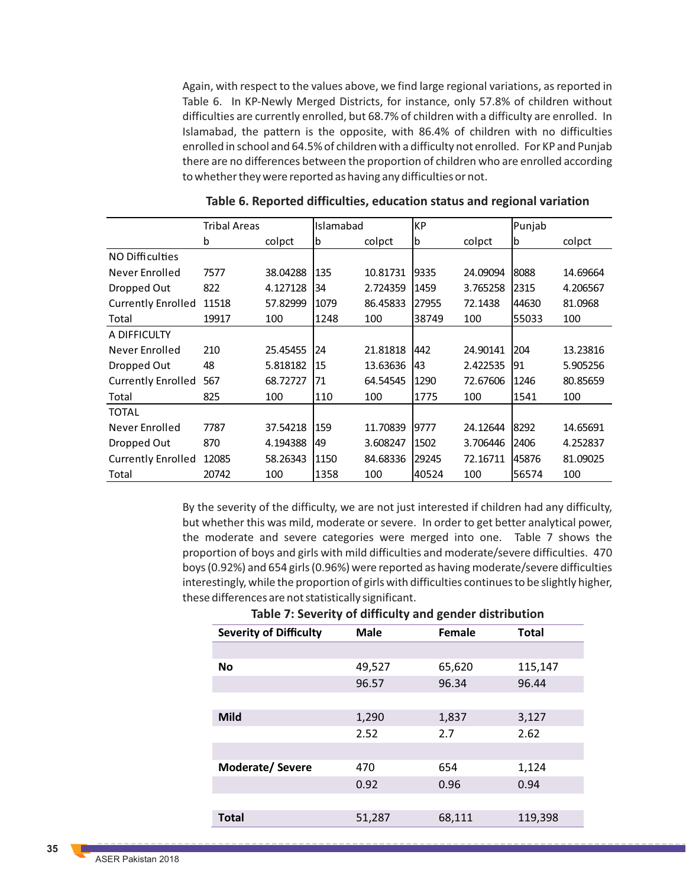Again, with respect to the values above, we find large regional variations, as reported in Table 6. In KP-Newly Merged Districts, for instance, only 57.8% of children without difficulties are currently enrolled, but 68.7% of children with a difficulty are enrolled. In Islamabad, the pattern is the opposite, with 86.4% of children with no difficulties enrolled in school and 64.5% of children with a difficulty not enrolled. For KP and Punjab there are no differences between the proportion of children who are enrolled according to whether they were reported as having any difficulties or not.

**Table 6. Reported difficulties, education status and regional variation**

| | Tribal Areas | | Islamabad | | KP | | Punjab | |
|---|---|---|---|---|---|---|---|---|
| | b | colpct | b | colpct | b | colpct | b | colpct |
| NO Difficulties | | | | | | | | |
| Never Enrolled | 7577 | 38.04288 | 135 | 10.81731 | 9335 | 24.09094 | 8088 | 14.69664 |
| Dropped Out | 822 | 4.127128 | 34 | 2.724359 | 1459 | 3.765258 | 2315 | 4.206567 |
| Currently Enrolled | 11518 | 57.82999 | 1079 | 86.45833 | 27955 | 72.1438 | 44630 | 81.0968 |
| Total | 19917 | 100 | 1248 | 100 | 38749 | 100 | 55033 | 100 |
| A DIFFICULTY | | | | | | | | |
| Never Enrolled | 210 | 25.45455 | 24 | 21.81818 | 442 | 24.90141 | 204 | 13.23816 |
| Dropped Out | 48 | 5.818182 | 15 | 13.63636 | 43 | 2.422535 | 91 | 5.905256 |
| Currently Enrolled | 567 | 68.72727 | 71 | 64.54545 | 1290 | 72.67606 | 1246 | 80.85659 |
| Total | 825 | 100 | 110 | 100 | 1775 | 100 | 1541 | 100 |
| TOTAL | | | | | | | | |
| Never Enrolled | 7787 | 37.54218 | 159 | 11.70839 | 9777 | 24.12644 | 8292 | 14.65691 |
| Dropped Out | 870 | 4.194388 | 49 | 3.608247 | 1502 | 3.706446 | 2406 | 4.252837 |
| Currently Enrolled | 12085 | 58.26343 | 1150 | 84.68336 | 29245 | 72.16711 | 45876 | 81.09025 |
| Total | 20742 | 100 | 1358 | 100 | 40524 | 100 | 56574 | 100 |

By the severity of the difficulty, we are not just interested if children had any difficulty, but whether this was mild, moderate or severe. In order to get better analytical power, the moderate and severe categories were merged into one. Table 7 shows the proportion of boys and girls with mild difficulties and moderate/severe difficulties. 470 boys (0.92%) and 654 girls (0.96%) were reported as having moderate/severe difficulties interestingly, while the proportion of girls with difficulties continues to be slightly higher, these differences are not statistically significant.

**Table 7: Severity of difficulty and gender distribution**

| Severity of Difficulty | Male | Female | Total |
|---|---|---|---|
| **No** | 49,527 | 65,620 | 115,147 |
| | 96.57 | 96.34 | 96.44 |
| **Mild** | 1,290 | 1,837 | 3,127 |
| | 2.52 | 2.7 | 2.62 |
| **Moderate/ Severe** | 470 | 654 | 1,124 |
| | 0.92 | 0.96 | 0.94 |
| **Total** | 51,287 | 68,111 | 119,398 |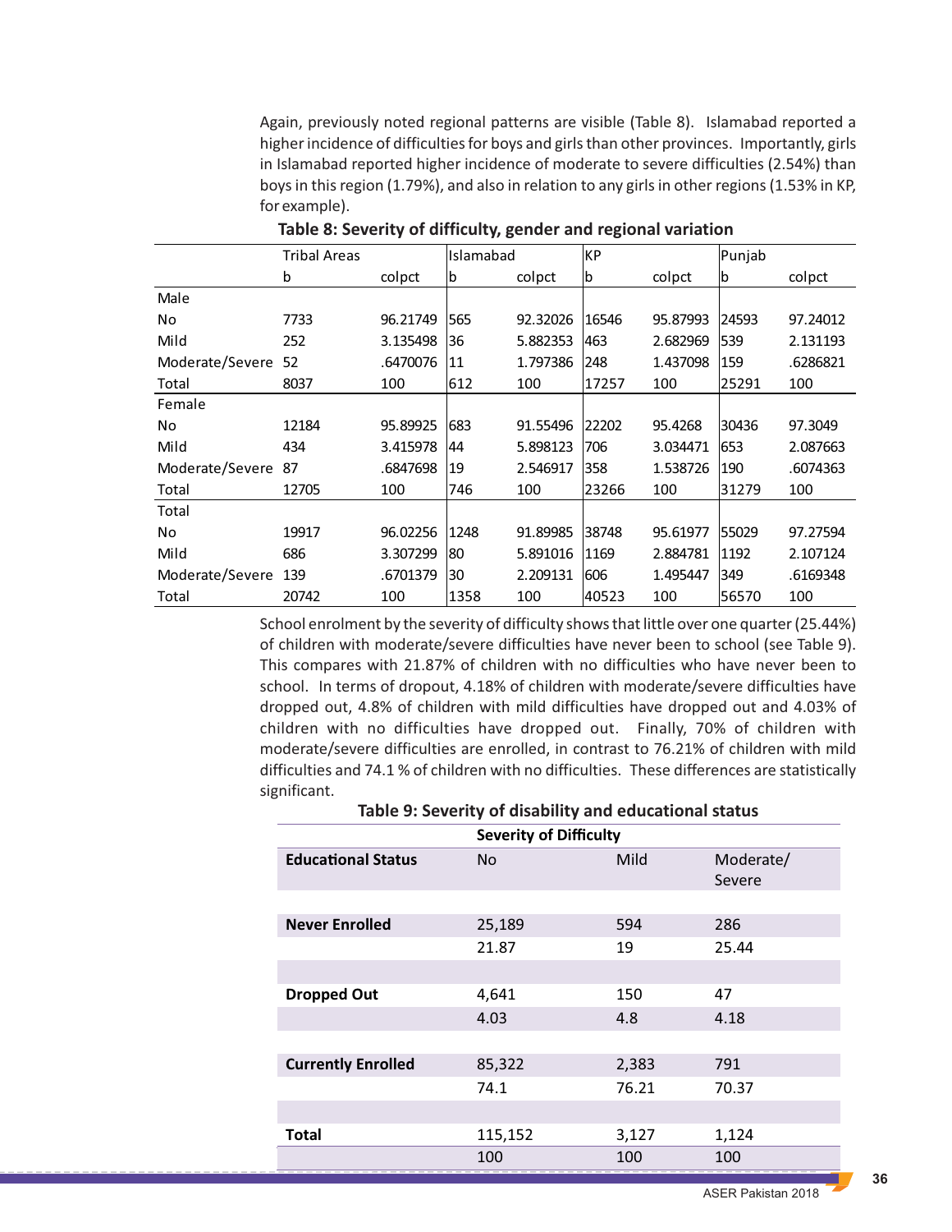Again, previously noted regional patterns are visible (Table 8). Islamabad reported a higher incidence of difficulties for boys and girls than other provinces. Importantly, girls in Islamabad reported higher incidence of moderate to severe difficulties (2.54%) than boys in this region (1.79%), and also in relation to any girls in other regions (1.53% in KP, for example).

**Table 8: Severity of difficulty, gender and regional variation**

| | Tribal Areas | | Islamabad | | KP | | Punjab | |
|---|---|---|---|---|---|---|---|---|
| | b | colpct | b | colpct | b | colpct | b | colpct |
| Male | | | | | | | | |
| No | 7733 | 96.21749 | 565 | 92.32026 | 16546 | 95.87993 | 24593 | 97.24012 |
| Mild | 252 | 3.135498 | 36 | 5.882353 | 463 | 2.682969 | 539 | 2.131193 |
| Moderate/Severe | 52 | .6470076 | 11 | 1.797386 | 248 | 1.437098 | 159 | .6286821 |
| Total | 8037 | 100 | 612 | 100 | 17257 | 100 | 25291 | 100 |
| Female | | | | | | | | |
| No | 12184 | 95.89925 | 683 | 91.55496 | 22202 | 95.4268 | 30436 | 97.3049 |
| Mild | 434 | 3.415978 | 44 | 5.898123 | 706 | 3.034471 | 653 | 2.087663 |
| Moderate/Severe | 87 | .6847698 | 19 | 2.546917 | 358 | 1.538726 | 190 | .6074363 |
| Total | 12705 | 100 | 746 | 100 | 23266 | 100 | 31279 | 100 |
| Total | | | | | | | | |
| No | 19917 | 96.02256 | 1248 | 91.89985 | 38748 | 95.61977 | 55029 | 97.27594 |
| Mild | 686 | 3.307299 | 80 | 5.891016 | 1169 | 2.884781 | 1192 | 2.107124 |
| Moderate/Severe | 139 | .6701379 | 30 | 2.209131 | 606 | 1.495447 | 349 | .6169348 |
| Total | 20742 | 100 | 1358 | 100 | 40523 | 100 | 56570 | 100 |

School enrolment by the severity of difficulty shows that little over one quarter (25.44%) of children with moderate/severe difficulties have never been to school (see Table 9). This compares with 21.87% of children with no difficulties who have never been to school. In terms of dropout, 4.18% of children with moderate/severe difficulties have dropped out, 4.8% of children with mild difficulties have dropped out and 4.03% of children with no difficulties have dropped out. Finally, 70% of children with moderate/severe difficulties are enrolled, in contrast to 76.21% of children with mild difficulties and 74.1 % of children with no difficulties. These differences are statistically significant.

**Table 9: Severity of disability and educational status**

| | Severity of Difficulty | | |
|---|---|---|---|
| **Educational Status** | No | Mild | Moderate/ Severe |
| **Never Enrolled** | 25,189 | 594 | 286 |
| | 21.87 | 19 | 25.44 |
| **Dropped Out** | 4,641 | 150 | 47 |
| | 4.03 | 4.8 | 4.18 |
| **Currently Enrolled** | 85,322 | 2,383 | 791 |
| | 74.1 | 76.21 | 70.37 |
| **Total** | 115,152 | 3,127 | 1,124 |
| | 100 | 100 | 100 |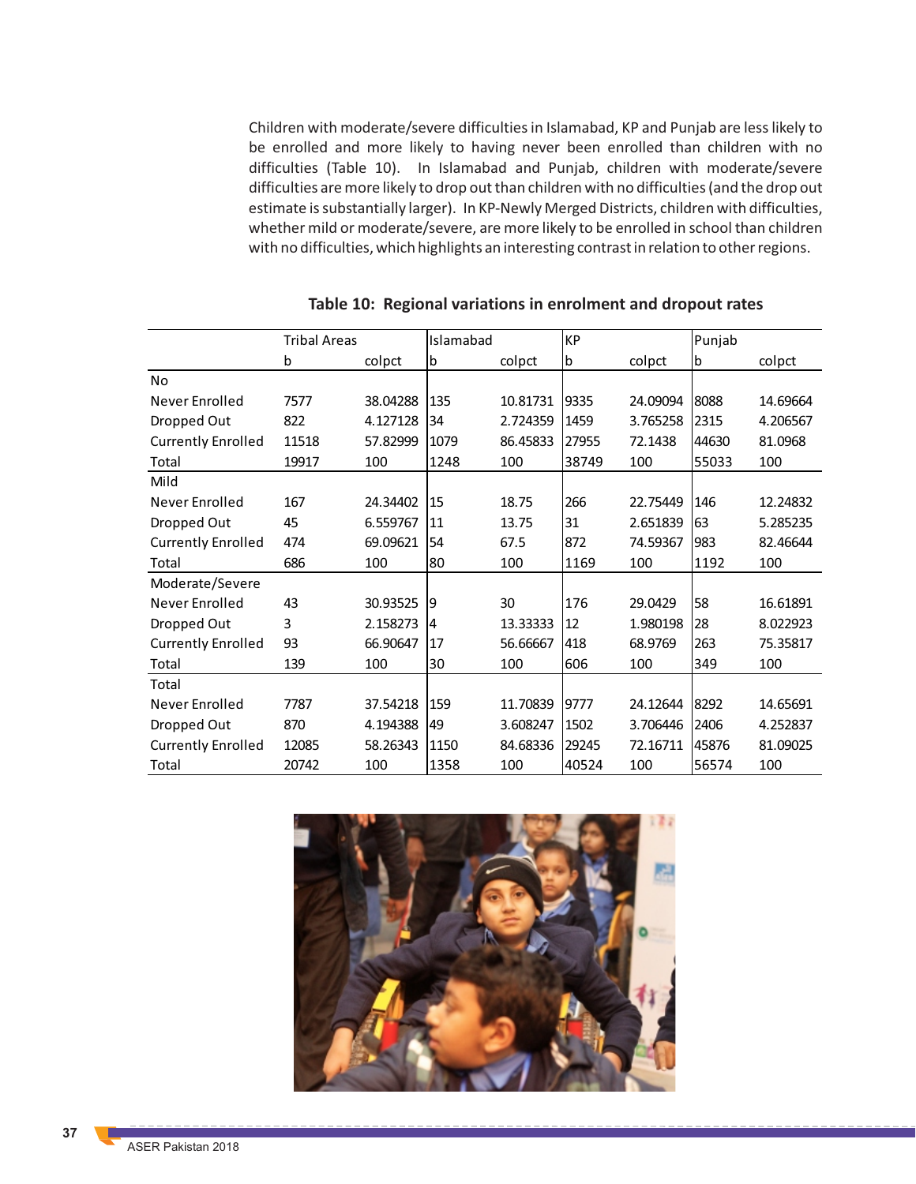Children with moderate/severe difficulties in Islamabad, KP and Punjab are less likely to be enrolled and more likely to having never been enrolled than children with no difficulties (Table 10). In Islamabad and Punjab, children with moderate/severe difficulties are more likely to drop out than children with no difficulties (and the drop out estimate is substantially larger). In KP-Newly Merged Districts, children with difficulties, whether mild or moderate/severe, are more likely to be enrolled in school than children with no difficulties, which highlights an interesting contrast in relation to other regions.

**Table 10: Regional variations in enrolment and dropout rates**

| | Tribal Areas | | Islamabad | | KP | | Punjab | |
|---|---|---|---|---|---|---|---|---|
| | b | colpct | b | colpct | b | colpct | b | colpct |
| No | | | | | | | | |
| Never Enrolled | 7577 | 38.04288 | 135 | 10.81731 | 9335 | 24.09094 | 8088 | 14.69664 |
| Dropped Out | 822 | 4.127128 | 34 | 2.724359 | 1459 | 3.765258 | 2315 | 4.206567 |
| Currently Enrolled | 11518 | 57.82999 | 1079 | 86.45833 | 27955 | 72.1438 | 44630 | 81.0968 |
| Total | 19917 | 100 | 1248 | 100 | 38749 | 100 | 55033 | 100 |
| Mild | | | | | | | | |
| Never Enrolled | 167 | 24.34402 | 15 | 18.75 | 266 | 22.75449 | 146 | 12.24832 |
| Dropped Out | 45 | 6.559767 | 11 | 13.75 | 31 | 2.651839 | 63 | 5.285235 |
| Currently Enrolled | 474 | 69.09621 | 54 | 67.5 | 872 | 74.59367 | 983 | 82.46644 |
| Total | 686 | 100 | 80 | 100 | 1169 | 100 | 1192 | 100 |
| Moderate/Severe | | | | | | | | |
| Never Enrolled | 43 | 30.93525 | 9 | 30 | 176 | 29.0429 | 58 | 16.61891 |
| Dropped Out | 3 | 2.158273 | 4 | 13.33333 | 12 | 1.980198 | 28 | 8.022923 |
| Currently Enrolled | 93 | 66.90647 | 17 | 56.66667 | 418 | 68.9769 | 263 | 75.35817 |
| Total | 139 | 100 | 30 | 100 | 606 | 100 | 349 | 100 |
| Total | | | | | | | | |
| Never Enrolled | 7787 | 37.54218 | 159 | 11.70839 | 9777 | 24.12644 | 8292 | 14.65691 |
| Dropped Out | 870 | 4.194388 | 49 | 3.608247 | 1502 | 3.706446 | 2406 | 4.252837 |
| Currently Enrolled | 12085 | 58.26343 | 1150 | 84.68336 | 29245 | 72.16711 | 45876 | 81.09025 |
| Total | 20742 | 100 | 1358 | 100 | 40524 | 100 | 56574 | 100 |